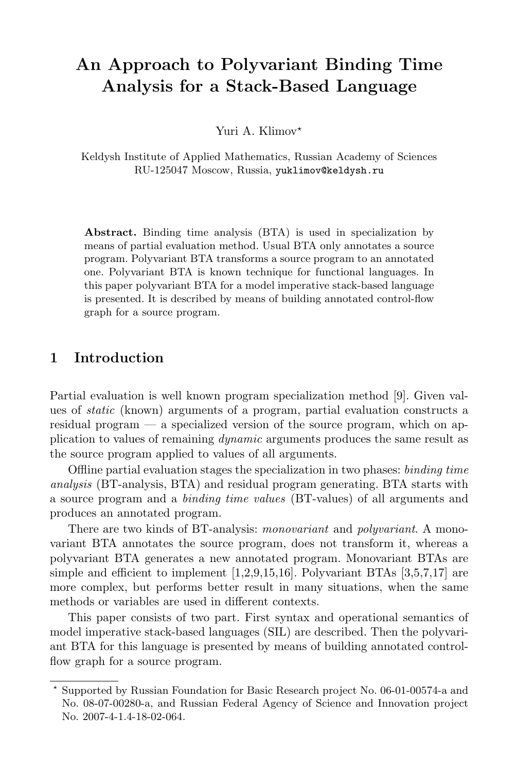# An Approach to Polyvariant Binding Time Analysis for a Stack-Based Language

Yuri A. Klimov*

Keldysh Institute of Applied Mathematics, Russian Academy of Sciences
RU-125047 Moscow, Russia, `yuklimov@keldysh.ru`

**Abstract.** Binding time analysis (BTA) is used in specialization by means of partial evaluation method. Usual BTA only annotates a source program. Polyvariant BTA transforms a source program to an annotated one. Polyvariant BTA is known technique for functional languages. In this paper polyvariant BTA for a model imperative stack-based language is presented. It is described by means of building annotated control-flow graph for a source program.

## 1 Introduction

Partial evaluation is well known program specialization method [9]. Given values of *static* (known) arguments of a program, partial evaluation constructs a residual program — a specialized version of the source program, which on application to values of remaining *dynamic* arguments produces the same result as the source program applied to values of all arguments.

Offline partial evaluation stages the specialization in two phases: *binding time analysis* (BT-analysis, BTA) and residual program generating. BTA starts with a source program and a *binding time values* (BT-values) of all arguments and produces an annotated program.

There are two kinds of BT-analysis: *monovariant* and *polyvariant*. A monovariant BTA annotates the source program, does not transform it, whereas a polyvariant BTA generates a new annotated program. Monovariant BTAs are simple and efficient to implement [1,2,9,15,16]. Polyvariant BTAs [3,5,7,17] are more complex, but performs better result in many situations, when the same methods or variables are used in different contexts.

This paper consists of two part. First syntax and operational semantics of model imperative stack-based languages (SIL) are described. Then the polyvariant BTA for this language is presented by means of building annotated control-flow graph for a source program.

---

* Supported by Russian Foundation for Basic Research project No. 06-01-00574-a and No. 08-07-00280-a, and Russian Federal Agency of Science and Innovation project No. 2007-4-1.4-18-02-064.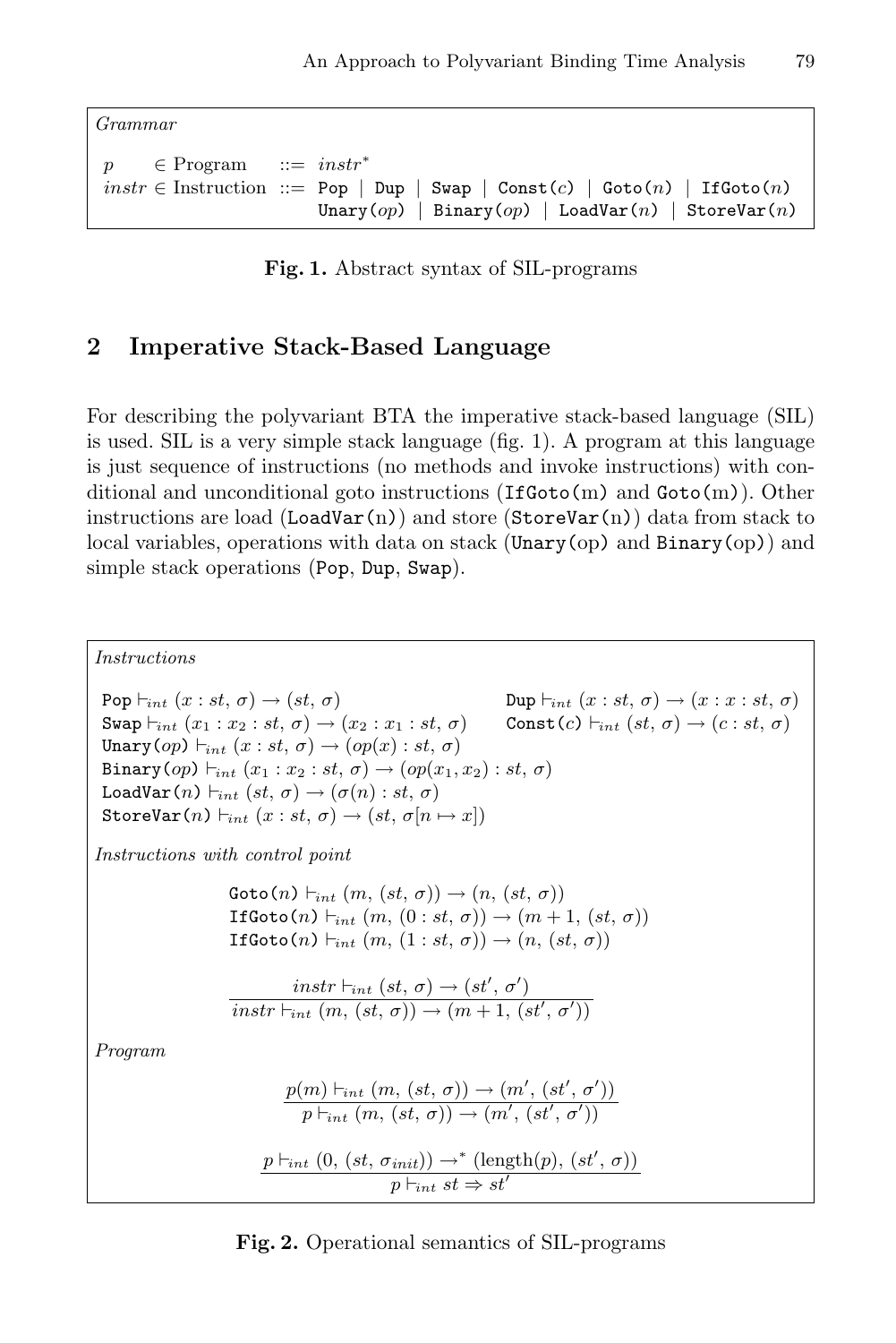*Grammar*

$$
\begin{array}{llcl}
p & \in \text{Program} & ::= & instr^* \\
instr & \in \text{Instruction} & ::= & \texttt{Pop} \mid \texttt{Dup} \mid \texttt{Swap} \mid \texttt{Const}(c) \mid \texttt{Goto}(n) \mid \texttt{IfGoto}(n) \\
 & & & \texttt{Unary}(op) \mid \texttt{Binary}(op) \mid \texttt{LoadVar}(n) \mid \texttt{StoreVar}(n)
\end{array}
$$

**Fig. 1.** Abstract syntax of SIL-programs

## 2 Imperative Stack-Based Language

For describing the polyvariant BTA the imperative stack-based language (SIL) is used. SIL is a very simple stack language (fig. 1). A program at this language is just sequence of instructions (no methods and invoke instructions) with conditional and unconditional goto instructions (`IfGoto(m)` and `Goto(m)`). Other instructions are load (`LoadVar(n)`) and store (`StoreVar(n)`) data from stack to local variables, operations with data on stack (`Unary(op)` and `Binary(op)`) and simple stack operations (`Pop`, `Dup`, `Swap`).

*Instructions*

$$\texttt{Pop} \vdash_{int} (x : st,\, \sigma) \to (st,\, \sigma) \qquad \texttt{Dup} \vdash_{int} (x : st,\, \sigma) \to (x : x : st,\, \sigma)$$

$$\texttt{Swap} \vdash_{int} (x_1 : x_2 : st,\, \sigma) \to (x_2 : x_1 : st,\, \sigma) \qquad \texttt{Const}(c) \vdash_{int} (st,\, \sigma) \to (c : st,\, \sigma)$$

$$\texttt{Unary}(op) \vdash_{int} (x : st,\, \sigma) \to (op(x) : st,\, \sigma)$$

$$\texttt{Binary}(op) \vdash_{int} (x_1 : x_2 : st,\, \sigma) \to (op(x_1, x_2) : st,\, \sigma)$$

$$\texttt{LoadVar}(n) \vdash_{int} (st,\, \sigma) \to (\sigma(n) : st,\, \sigma)$$

$$\texttt{StoreVar}(n) \vdash_{int} (x : st,\, \sigma) \to (st,\, \sigma[n \mapsto x])$$

*Instructions with control point*

$$\texttt{Goto}(n) \vdash_{int} (m,\, (st,\, \sigma)) \to (n,\, (st,\, \sigma))$$

$$\texttt{IfGoto}(n) \vdash_{int} (m,\, (0 : st,\, \sigma)) \to (m + 1,\, (st,\, \sigma))$$

$$\texttt{IfGoto}(n) \vdash_{int} (m,\, (1 : st,\, \sigma)) \to (n,\, (st,\, \sigma))$$

$$\frac{instr \vdash_{int} (st,\, \sigma) \to (st',\, \sigma')}{instr \vdash_{int} (m,\, (st,\, \sigma)) \to (m + 1,\, (st',\, \sigma'))}$$

*Program*

$$\frac{p(m) \vdash_{int} (m,\, (st,\, \sigma)) \to (m',\, (st',\, \sigma'))}{p \vdash_{int} (m,\, (st,\, \sigma)) \to (m',\, (st',\, \sigma'))}$$

$$\frac{p \vdash_{int} (0,\, (st,\, \sigma_{init})) \to^* (\text{length}(p),\, (st',\, \sigma))}{p \vdash_{int} st \Rightarrow st'}$$

**Fig. 2.** Operational semantics of SIL-programs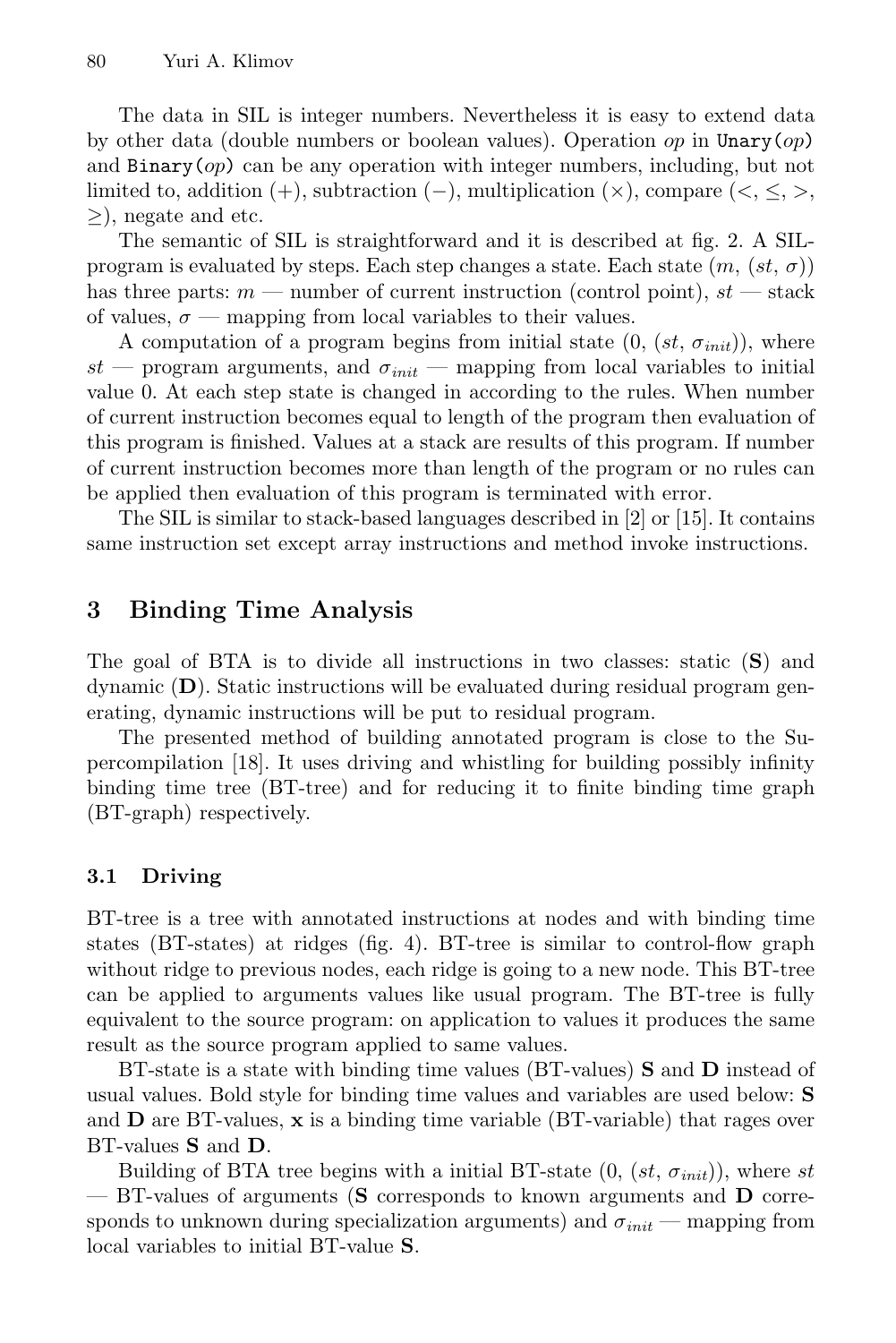The data in SIL is integer numbers. Nevertheless it is easy to extend data by other data (double numbers or boolean values). Operation *op* in `Unary(`*op*`)` and `Binary(`*op*`)` can be any operation with integer numbers, including, but not limited to, addition (+), subtraction (−), multiplication (×), compare ($<$, $\leq$, $>$, $\geq$), negate and etc.

The semantic of SIL is straightforward and it is described at fig. 2. A SIL-program is evaluated by steps. Each step changes a state. Each state $(m, (st, \sigma))$ has three parts: $m$ — number of current instruction (control point), $st$ — stack of values, $\sigma$ — mapping from local variables to their values.

A computation of a program begins from initial state $(0, (st, \sigma_{init}))$, where $st$ — program arguments, and $\sigma_{init}$ — mapping from local variables to initial value 0. At each step state is changed in according to the rules. When number of current instruction becomes equal to length of the program then evaluation of this program is finished. Values at a stack are results of this program. If number of current instruction becomes more than length of the program or no rules can be applied then evaluation of this program is terminated with error.

The SIL is similar to stack-based languages described in [2] or [15]. It contains same instruction set except array instructions and method invoke instructions.

## 3 Binding Time Analysis

The goal of BTA is to divide all instructions in two classes: static (**S**) and dynamic (**D**). Static instructions will be evaluated during residual program generating, dynamic instructions will be put to residual program.

The presented method of building annotated program is close to the Supercompilation [18]. It uses driving and whistling for building possibly infinity binding time tree (BT-tree) and for reducing it to finite binding time graph (BT-graph) respectively.

### 3.1 Driving

BT-tree is a tree with annotated instructions at nodes and with binding time states (BT-states) at ridges (fig. 4). BT-tree is similar to control-flow graph without ridge to previous nodes, each ridge is going to a new node. This BT-tree can be applied to arguments values like usual program. The BT-tree is fully equivalent to the source program: on application to values it produces the same result as the source program applied to same values.

BT-state is a state with binding time values (BT-values) **S** and **D** instead of usual values. Bold style for binding time values and variables are used below: **S** and **D** are BT-values, **x** is a binding time variable (BT-variable) that rages over BT-values **S** and **D**.

Building of BTA tree begins with a initial BT-state $(0, (st, \sigma_{init}))$, where $st$ — BT-values of arguments (**S** corresponds to known arguments and **D** corresponds to unknown during specialization arguments) and $\sigma_{init}$ — mapping from local variables to initial BT-value **S**.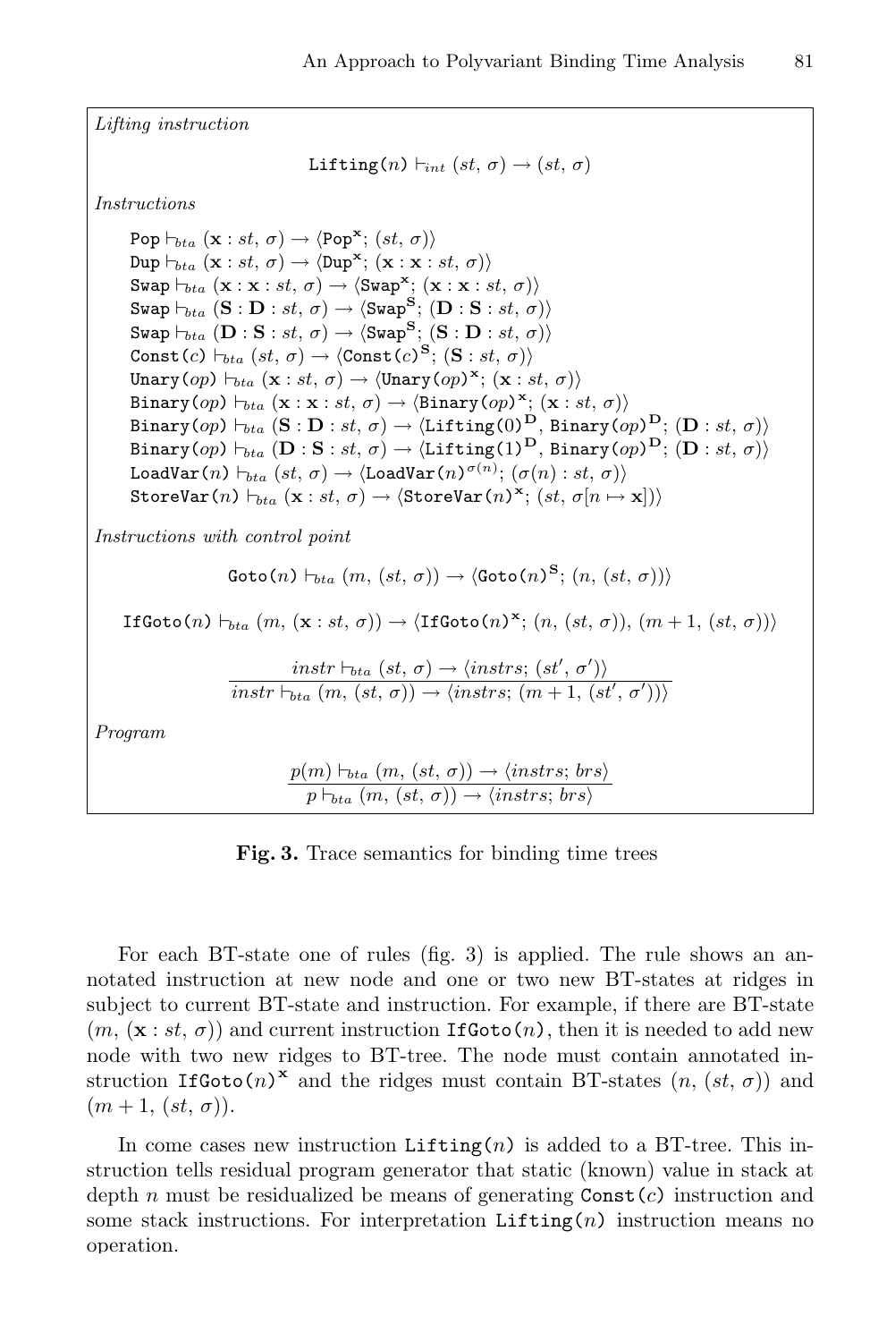*Lifting instruction*

$$\texttt{Lifting}(n) \vdash_{int} (st,\, \sigma) \rightarrow (st,\, \sigma)$$

*Instructions*

$\texttt{Pop} \vdash_{bta} (\mathbf{x} : st,\, \sigma) \rightarrow \langle \texttt{Pop}^{\mathbf{x}};\, (st,\, \sigma)\rangle$
$\texttt{Dup} \vdash_{bta} (\mathbf{x} : st,\, \sigma) \rightarrow \langle \texttt{Dup}^{\mathbf{x}};\, (\mathbf{x} : \mathbf{x} : st,\, \sigma)\rangle$
$\texttt{Swap} \vdash_{bta} (\mathbf{x} : \mathbf{x} : st,\, \sigma) \rightarrow \langle \texttt{Swap}^{\mathbf{x}};\, (\mathbf{x} : \mathbf{x} : st,\, \sigma)\rangle$
$\texttt{Swap} \vdash_{bta} (\mathbf{S} : \mathbf{D} : st,\, \sigma) \rightarrow \langle \texttt{Swap}^{\mathbf{S}};\, (\mathbf{D} : \mathbf{S} : st,\, \sigma)\rangle$
$\texttt{Swap} \vdash_{bta} (\mathbf{D} : \mathbf{S} : st,\, \sigma) \rightarrow \langle \texttt{Swap}^{\mathbf{S}};\, (\mathbf{S} : \mathbf{D} : st,\, \sigma)\rangle$
$\texttt{Const}(c) \vdash_{bta} (st,\, \sigma) \rightarrow \langle \texttt{Const}(c)^{\mathbf{S}};\, (\mathbf{S} : st,\, \sigma)\rangle$
$\texttt{Unary}(op) \vdash_{bta} (\mathbf{x} : st,\, \sigma) \rightarrow \langle \texttt{Unary}(op)^{\mathbf{x}};\, (\mathbf{x} : st,\, \sigma)\rangle$
$\texttt{Binary}(op) \vdash_{bta} (\mathbf{x} : \mathbf{x} : st,\, \sigma) \rightarrow \langle \texttt{Binary}(op)^{\mathbf{x}};\, (\mathbf{x} : st,\, \sigma)\rangle$
$\texttt{Binary}(op) \vdash_{bta} (\mathbf{S} : \mathbf{D} : st,\, \sigma) \rightarrow \langle \texttt{Lifting}(0)^{\mathbf{D}},\, \texttt{Binary}(op)^{\mathbf{D}};\, (\mathbf{D} : st,\, \sigma)\rangle$
$\texttt{Binary}(op) \vdash_{bta} (\mathbf{D} : \mathbf{S} : st,\, \sigma) \rightarrow \langle \texttt{Lifting}(1)^{\mathbf{D}},\, \texttt{Binary}(op)^{\mathbf{D}};\, (\mathbf{D} : st,\, \sigma)\rangle$
$\texttt{LoadVar}(n) \vdash_{bta} (st,\, \sigma) \rightarrow \langle \texttt{LoadVar}(n)^{\sigma(n)};\, (\sigma(n) : st,\, \sigma)\rangle$
$\texttt{StoreVar}(n) \vdash_{bta} (\mathbf{x} : st,\, \sigma) \rightarrow \langle \texttt{StoreVar}(n)^{\mathbf{x}};\, (st,\, \sigma[n \mapsto \mathbf{x}])\rangle$

*Instructions with control point*

$$\texttt{Goto}(n) \vdash_{bta} (m,\, (st,\, \sigma)) \rightarrow \langle \texttt{Goto}(n)^{\mathbf{S}};\, (n,\, (st,\, \sigma))\rangle$$

$$\texttt{IfGoto}(n) \vdash_{bta} (m,\, (\mathbf{x} : st,\, \sigma)) \rightarrow \langle \texttt{IfGoto}(n)^{\mathbf{x}};\, (n,\, (st,\, \sigma)),\, (m+1,\, (st,\, \sigma))\rangle$$

$$\frac{instr \vdash_{bta} (st,\, \sigma) \rightarrow \langle instrs;\, (st',\, \sigma')\rangle}{instr \vdash_{bta} (m,\, (st,\, \sigma)) \rightarrow \langle instrs;\, (m+1,\, (st',\, \sigma'))\rangle}$$

*Program*

$$\frac{p(m) \vdash_{bta} (m,\, (st,\, \sigma)) \rightarrow \langle instrs;\, brs\rangle}{p \vdash_{bta} (m,\, (st,\, \sigma)) \rightarrow \langle instrs;\, brs\rangle}$$

**Fig. 3.** Trace semantics for binding time trees

For each BT-state one of rules (fig. 3) is applied. The rule shows an annotated instruction at new node and one or two new BT-states at ridges in subject to current BT-state and instruction. For example, if there are BT-state $(m,\, (\mathbf{x} : st,\, \sigma))$ and current instruction `IfGoto(n)`, then it is needed to add new node with two new ridges to BT-tree. The node must contain annotated instruction $\texttt{IfGoto}(n)^{\mathbf{x}}$ and the ridges must contain BT-states $(n,\, (st,\, \sigma))$ and $(m+1,\, (st,\, \sigma))$.

In come cases new instruction `Lifting(n)` is added to a BT-tree. This instruction tells residual program generator that static (known) value in stack at depth $n$ must be residualized be means of generating `Const(c)` instruction and some stack instructions. For interpretation `Lifting(n)` instruction means no operation.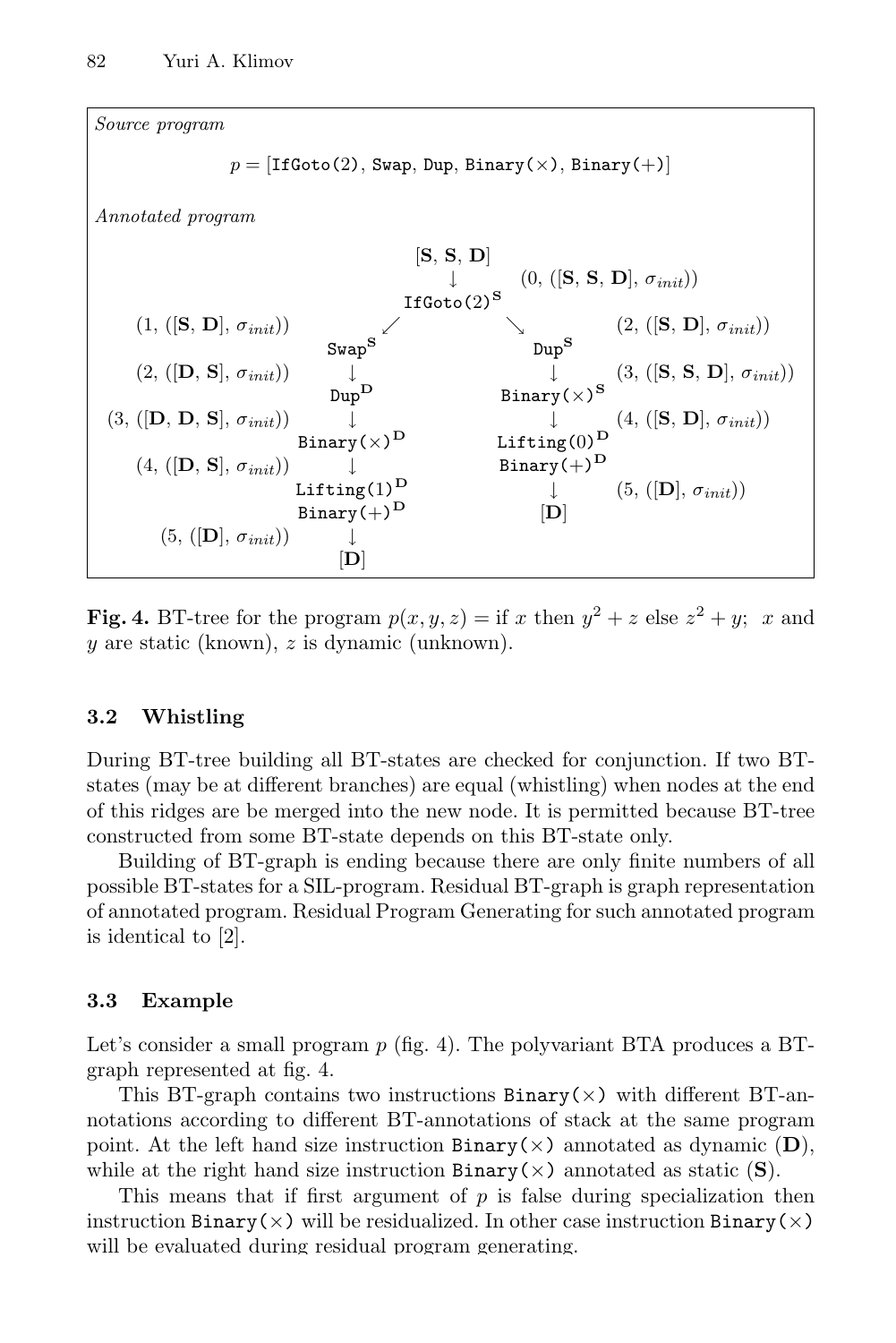*Source program*

$$p = [\texttt{IfGoto(2)}, \texttt{Swap}, \texttt{Dup}, \texttt{Binary}(\times), \texttt{Binary}(+)]$$

*Annotated program*

```
                                   [S, S, D]
                                       ↓          (0, ([S, S, D], σinit))
                                  IfGoto(2)^S
   (1, ([S, D], σinit))          ↙             ↘          (2, ([S, D], σinit))
                          Swap^S                  Dup^S
   (2, ([D, S], σinit))     ↓                       ↓      (3, ([S, S, D], σinit))
                          Dup^D                Binary(×)^S
 (3, ([D, D, S], σinit))    ↓                       ↓      (4, ([S, D], σinit))
                       Binary(×)^D             Lifting(0)^D
   (4, ([D, S], σinit))     ↓                  Binary(+)^D
                       Lifting(1)^D                 ↓      (5, ([D], σinit))
                       Binary(+)^D                 [D]
     (5, ([D], σinit))      ↓
                           [D]
```

**Fig. 4.** BT-tree for the program $p(x, y, z) = \text{if } x \text{ then } y^2 + z \text{ else } z^2 + y$; $x$ and $y$ are static (known), $z$ is dynamic (unknown).

### 3.2 Whistling

During BT-tree building all BT-states are checked for conjunction. If two BT-states (may be at different branches) are equal (whistling) when nodes at the end of this ridges are be merged into the new node. It is permitted because BT-tree constructed from some BT-state depends on this BT-state only.

Building of BT-graph is ending because there are only finite numbers of all possible BT-states for a SIL-program. Residual BT-graph is graph representation of annotated program. Residual Program Generating for such annotated program is identical to [2].

### 3.3 Example

Let's consider a small program $p$ (fig. 4). The polyvariant BTA produces a BT-graph represented at fig. 4.

This BT-graph contains two instructions `Binary(×)` with different BT-annotations according to different BT-annotations of stack at the same program point. At the left hand size instruction `Binary(×)` annotated as dynamic (**D**), while at the right hand size instruction `Binary(×)` annotated as static (**S**).

This means that if first argument of $p$ is false during specialization then instruction `Binary(×)` will be residualized. In other case instruction `Binary(×)` will be evaluated during residual program generating.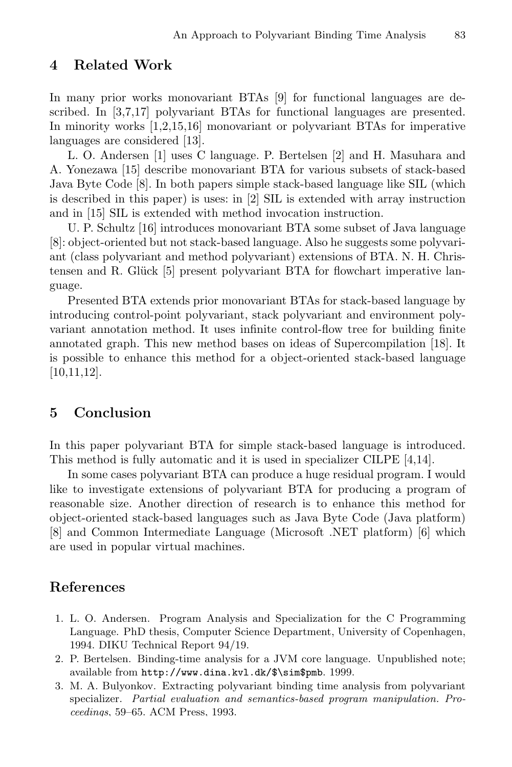## 4 Related Work

In many prior works monovariant BTAs [9] for functional languages are described. In [3,7,17] polyvariant BTAs for functional languages are presented. In minority works [1,2,15,16] monovariant or polyvariant BTAs for imperative languages are considered [13].

L. O. Andersen [1] uses C language. P. Bertelsen [2] and H. Masuhara and A. Yonezawa [15] describe monovariant BTA for various subsets of stack-based Java Byte Code [8]. In both papers simple stack-based language like SIL (which is described in this paper) is uses: in [2] SIL is extended with array instruction and in [15] SIL is extended with method invocation instruction.

U. P. Schultz [16] introduces monovariant BTA some subset of Java language [8]: object-oriented but not stack-based language. Also he suggests some polyvariant (class polyvariant and method polyvariant) extensions of BTA. N. H. Christensen and R. Glück [5] present polyvariant BTA for flowchart imperative language.

Presented BTA extends prior monovariant BTAs for stack-based language by introducing control-point polyvariant, stack polyvariant and environment polyvariant annotation method. It uses infinite control-flow tree for building finite annotated graph. This new method bases on ideas of Supercompilation [18]. It is possible to enhance this method for a object-oriented stack-based language [10,11,12].

## 5 Conclusion

In this paper polyvariant BTA for simple stack-based language is introduced. This method is fully automatic and it is used in specializer CILPE [4,14].

In some cases polyvariant BTA can produce a huge residual program. I would like to investigate extensions of polyvariant BTA for producing a program of reasonable size. Another direction of research is to enhance this method for object-oriented stack-based languages such as Java Byte Code (Java platform) [8] and Common Intermediate Language (Microsoft .NET platform) [6] which are used in popular virtual machines.

## References

1. L. O. Andersen. Program Analysis and Specialization for the C Programming Language. PhD thesis, Computer Science Department, University of Copenhagen, 1994. DIKU Technical Report 94/19.
2. P. Bertelsen. Binding-time analysis for a JVM core language. Unpublished note; available from `http://www.dina.kvl.dk/$\sim$pmb`. 1999.
3. M. A. Bulyonkov. Extracting polyvariant binding time analysis from polyvariant specializer. *Partial evaluation and semantics-based program manipulation. Proceedings*, 59–65. ACM Press, 1993.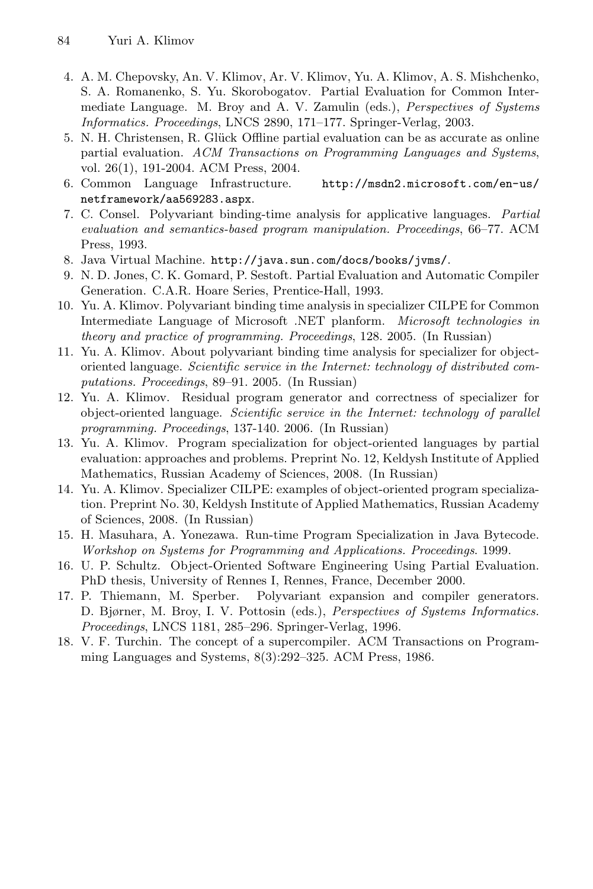4. A. M. Chepovsky, An. V. Klimov, Ar. V. Klimov, Yu. A. Klimov, A. S. Mishchenko, S. A. Romanenko, S. Yu. Skorobogatov. Partial Evaluation for Common Intermediate Language. M. Broy and A. V. Zamulin (eds.), *Perspectives of Systems Informatics. Proceedings*, LNCS 2890, 171–177. Springer-Verlag, 2003.
5. N. H. Christensen, R. Glück Offline partial evaluation can be as accurate as online partial evaluation. *ACM Transactions on Programming Languages and Systems*, vol. 26(1), 191-2004. ACM Press, 2004.
6. Common Language Infrastructure. `http://msdn2.microsoft.com/en-us/netframework/aa569283.aspx`.
7. C. Consel. Polyvariant binding-time analysis for applicative languages. *Partial evaluation and semantics-based program manipulation. Proceedings*, 66–77. ACM Press, 1993.
8. Java Virtual Machine. `http://java.sun.com/docs/books/jvms/`.
9. N. D. Jones, C. K. Gomard, P. Sestoft. Partial Evaluation and Automatic Compiler Generation. C.A.R. Hoare Series, Prentice-Hall, 1993.
10. Yu. A. Klimov. Polyvariant binding time analysis in specializer CILPE for Common Intermediate Language of Microsoft .NET planform. *Microsoft technologies in theory and practice of programming. Proceedings*, 128. 2005. (In Russian)
11. Yu. A. Klimov. About polyvariant binding time analysis for specializer for object-oriented language. *Scientific service in the Internet: technology of distributed computations. Proceedings*, 89–91. 2005. (In Russian)
12. Yu. A. Klimov. Residual program generator and correctness of specializer for object-oriented language. *Scientific service in the Internet: technology of parallel programming. Proceedings*, 137-140. 2006. (In Russian)
13. Yu. A. Klimov. Program specialization for object-oriented languages by partial evaluation: approaches and problems. Preprint No. 12, Keldysh Institute of Applied Mathematics, Russian Academy of Sciences, 2008. (In Russian)
14. Yu. A. Klimov. Specializer CILPE: examples of object-oriented program specialization. Preprint No. 30, Keldysh Institute of Applied Mathematics, Russian Academy of Sciences, 2008. (In Russian)
15. H. Masuhara, A. Yonezawa. Run-time Program Specialization in Java Bytecode. *Workshop on Systems for Programming and Applications. Proceedings*. 1999.
16. U. P. Schultz. Object-Oriented Software Engineering Using Partial Evaluation. PhD thesis, University of Rennes I, Rennes, France, December 2000.
17. P. Thiemann, M. Sperber. Polyvariant expansion and compiler generators. D. Bjørner, M. Broy, I. V. Pottosin (eds.), *Perspectives of Systems Informatics. Proceedings*, LNCS 1181, 285–296. Springer-Verlag, 1996.
18. V. F. Turchin. The concept of a supercompiler. ACM Transactions on Programming Languages and Systems, 8(3):292–325. ACM Press, 1986.